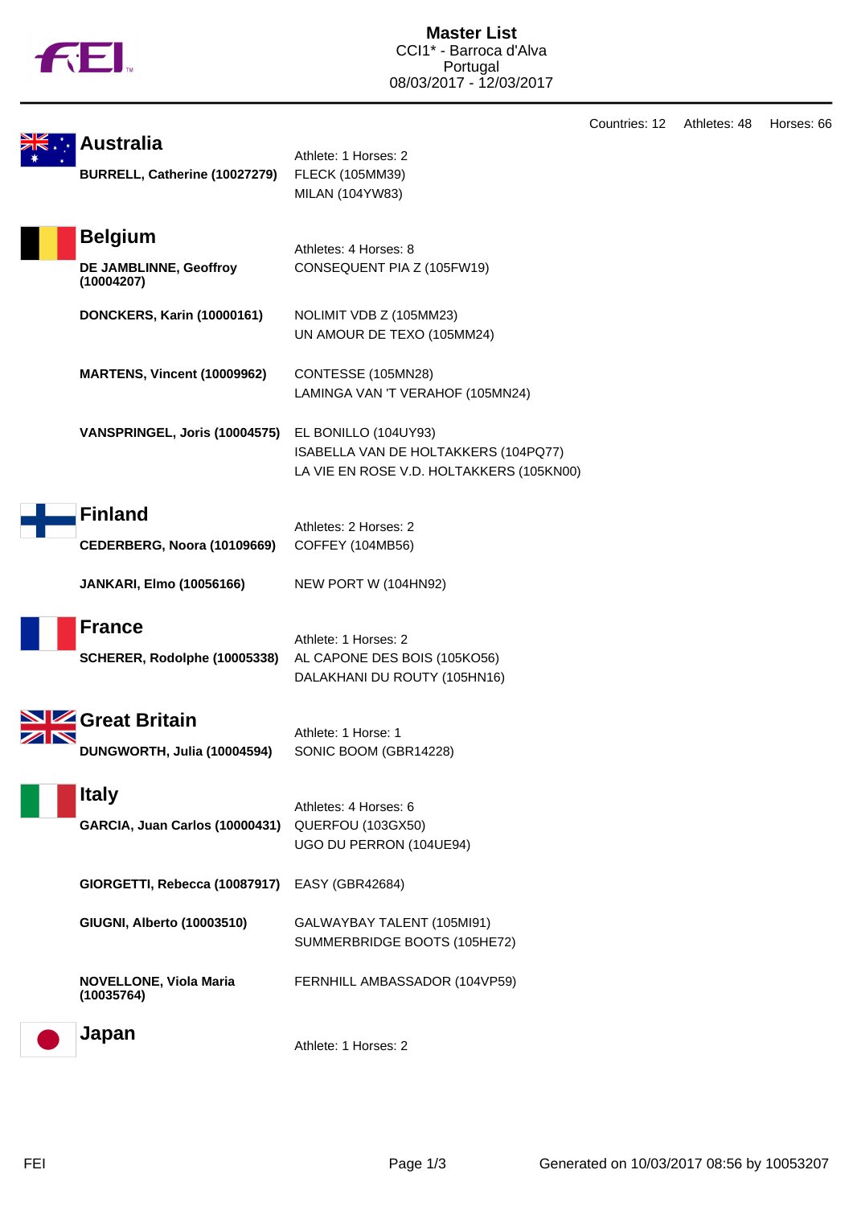# Master List

CCI1* - Barroca d'Alva
Portugal
08/03/2017 - 12/03/2017

Countries: 12   Athletes: 48   Horses: 66

## Australia

Athlete: 1 Horses: 2

**BURRELL, Catherine (10027279)**
FLECK (105MM39)
MILAN (104YW83)

## Belgium

Athletes: 4 Horses: 8

**DE JAMBLINNE, Geoffroy (10004207)**
CONSEQUENT PIA Z (105FW19)

**DONCKERS, Karin (10000161)**
NOLIMIT VDB Z (105MM23)
UN AMOUR DE TEXO (105MM24)

**MARTENS, Vincent (10009962)**
CONTESSE (105MN28)
LAMINGA VAN 'T VERAHOF (105MN24)

**VANSPRINGEL, Joris (10004575)**
EL BONILLO (104UY93)
ISABELLA VAN DE HOLTAKKERS (104PQ77)
LA VIE EN ROSE V.D. HOLTAKKERS (105KN00)

## Finland

Athletes: 2 Horses: 2

**CEDERBERG, Noora (10109669)**
COFFEY (104MB56)

**JANKARI, Elmo (10056166)**
NEW PORT W (104HN92)

## France

Athlete: 1 Horses: 2

**SCHERER, Rodolphe (10005338)**
AL CAPONE DES BOIS (105KO56)
DALAKHANI DU ROUTY (105HN16)

## Great Britain

Athlete: 1 Horse: 1

**DUNGWORTH, Julia (10004594)**
SONIC BOOM (GBR14228)

## Italy

Athletes: 4 Horses: 6

**GARCIA, Juan Carlos (10000431)**
QUERFOU (103GX50)
UGO DU PERRON (104UE94)

**GIORGETTI, Rebecca (10087917)**
EASY (GBR42684)

**GIUGNI, Alberto (10003510)**
GALWAYBAY TALENT (105MI91)
SUMMERBRIDGE BOOTS (105HE72)

**NOVELLONE, Viola Maria (10035764)**
FERNHILL AMBASSADOR (104VP59)

## Japan

Athlete: 1 Horses: 2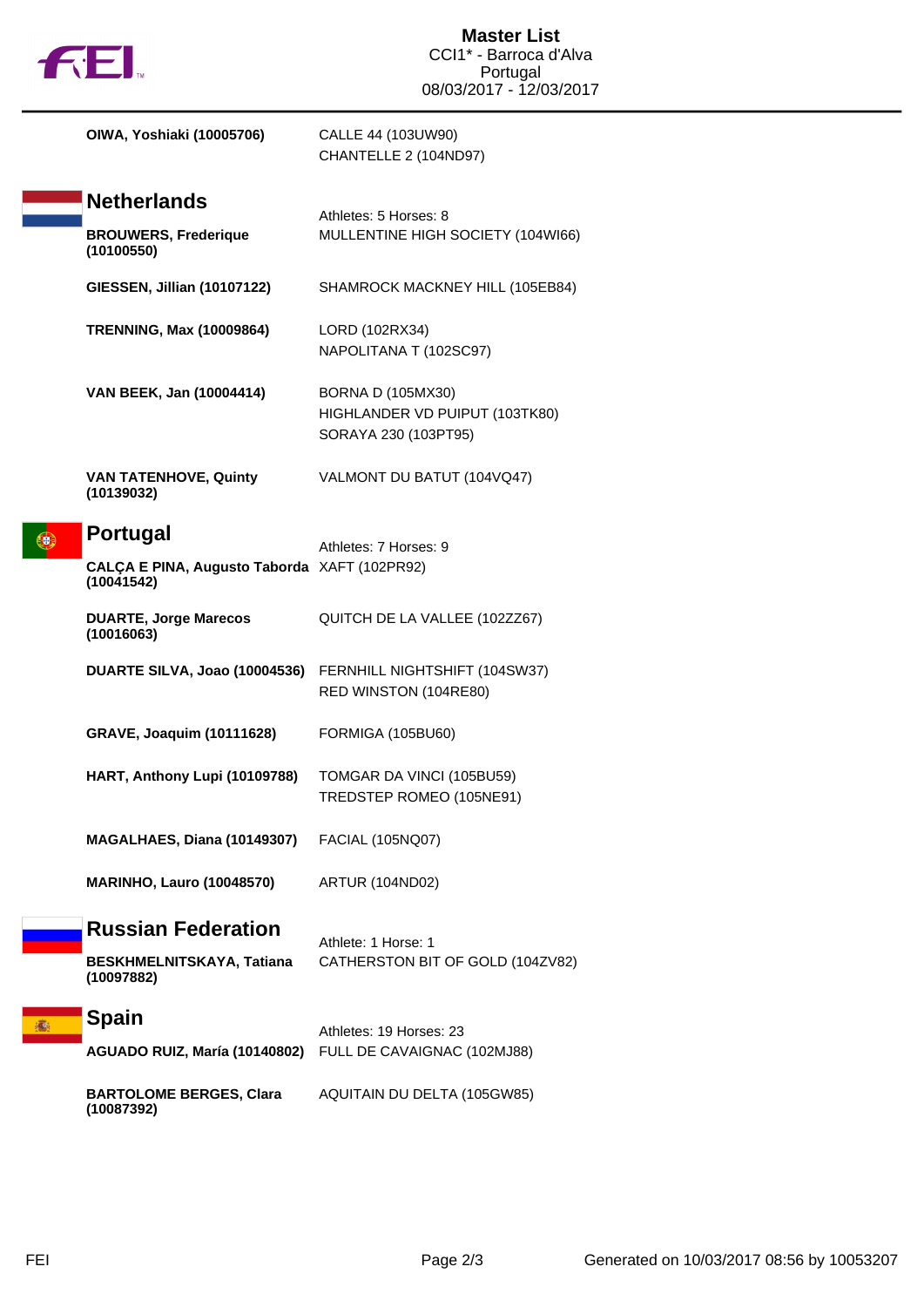| | |
|---|---|
| **OIWA, Yoshiaki (10005706)** | CALLE 44 (103UW90)<br>CHANTELLE 2 (104ND97) |

## Netherlands

Athletes: 5 Horses: 8

| | |
|---|---|
| **BROUWERS, Frederique (10100550)** | MULLENTINE HIGH SOCIETY (104WI66) |
| **GIESSEN, Jillian (10107122)** | SHAMROCK MACKNEY HILL (105EB84) |
| **TRENNING, Max (10009864)** | LORD (102RX34)<br>NAPOLITANA T (102SC97) |
| **VAN BEEK, Jan (10004414)** | BORNA D (105MX30)<br>HIGHLANDER VD PUIPUT (103TK80)<br>SORAYA 230 (103PT95) |
| **VAN TATENHOVE, Quinty (10139032)** | VALMONT DU BATUT (104VQ47) |

## Portugal

Athletes: 7 Horses: 9

| | |
|---|---|
| **CALÇA E PINA, Augusto Taborda (10041542)** | XAFT (102PR92) |
| **DUARTE, Jorge Marecos (10016063)** | QUITCH DE LA VALLEE (102ZZ67) |
| **DUARTE SILVA, Joao (10004536)** | FERNHILL NIGHTSHIFT (104SW37)<br>RED WINSTON (104RE80) |
| **GRAVE, Joaquim (10111628)** | FORMIGA (105BU60) |
| **HART, Anthony Lupi (10109788)** | TOMGAR DA VINCI (105BU59)<br>TREDSTEP ROMEO (105NE91) |
| **MAGALHAES, Diana (10149307)** | FACIAL (105NQ07) |
| **MARINHO, Lauro (10048570)** | ARTUR (104ND02) |

## Russian Federation

Athlete: 1 Horse: 1

| | |
|---|---|
| **BESKHMELNITSKAYA, Tatiana (10097882)** | CATHERSTON BIT OF GOLD (104ZV82) |

## Spain

Athletes: 19 Horses: 23

| | |
|---|---|
| **AGUADO RUIZ, María (10140802)** | FULL DE CAVAIGNAC (102MJ88) |
| **BARTOLOME BERGES, Clara (10087392)** | AQUITAIN DU DELTA (105GW85) |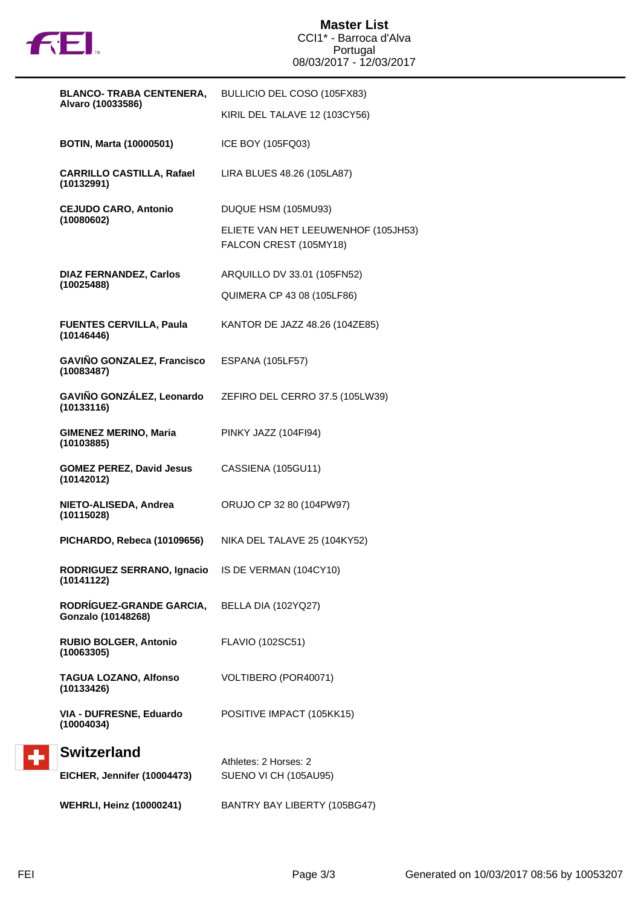**Master List**
CCI1* - Barroca d'Alva
Portugal
08/03/2017 - 12/03/2017

| Athlete | Horse |
|---|---|
| **BLANCO- TRABA CENTENERA, Alvaro (10033586)** | BULLICIO DEL COSO (105FX83) |
| | KIRIL DEL TALAVE 12 (103CY56) |
| **BOTIN, Marta (10000501)** | ICE BOY (105FQ03) |
| **CARRILLO CASTILLA, Rafael (10132991)** | LIRA BLUES 48.26 (105LA87) |
| **CEJUDO CARO, Antonio (10080602)** | DUQUE HSM (105MU93) |
| | ELIETE VAN HET LEEUWENHOF (105JH53) |
| | FALCON CREST (105MY18) |
| **DIAZ FERNANDEZ, Carlos (10025488)** | ARQUILLO DV 33.01 (105FN52) |
| | QUIMERA CP 43 08 (105LF86) |
| **FUENTES CERVILLA, Paula (10146446)** | KANTOR DE JAZZ 48.26 (104ZE85) |
| **GAVIÑO GONZALEZ, Francisco (10083487)** | ESPANA (105LF57) |
| **GAVIÑO GONZÁLEZ, Leonardo (10133116)** | ZEFIRO DEL CERRO 37.5 (105LW39) |
| **GIMENEZ MERINO, Maria (10103885)** | PINKY JAZZ (104FI94) |
| **GOMEZ PEREZ, David Jesus (10142012)** | CASSIENA (105GU11) |
| **NIETO-ALISEDA, Andrea (10115028)** | ORUJO CP 32 80 (104PW97) |
| **PICHARDO, Rebeca (10109656)** | NIKA DEL TALAVE 25 (104KY52) |
| **RODRIGUEZ SERRANO, Ignacio (10141122)** | IS DE VERMAN (104CY10) |
| **RODRÍGUEZ-GRANDE GARCIA, Gonzalo (10148268)** | BELLA DIA (102YQ27) |
| **RUBIO BOLGER, Antonio (10063305)** | FLAVIO (102SC51) |
| **TAGUA LOZANO, Alfonso (10133426)** | VOLTIBERO (POR40071) |
| **VIA - DUFRESNE, Eduardo (10004034)** | POSITIVE IMPACT (105KK15) |

## Switzerland

Athletes: 2 Horses: 2

| Athlete | Horse |
|---|---|
| **EICHER, Jennifer (10004473)** | SUENO VI CH (105AU95) |
| **WEHRLI, Heinz (10000241)** | BANTRY BAY LIBERTY (105BG47) |

Generated on 10/03/2017 08:56 by 10053207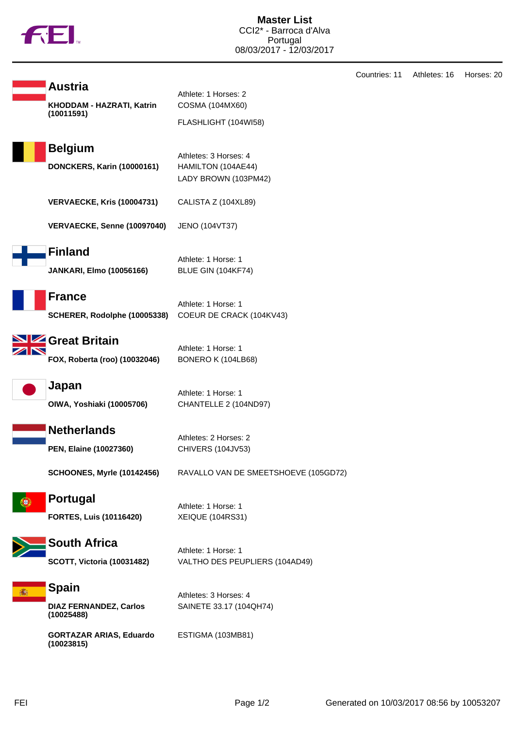# Master List

CCI2* - Barroca d'Alva
Portugal
08/03/2017 - 12/03/2017

Countries: 11 Athletes: 16 Horses: 20

## Austria

**KHODDAM - HAZRATI, Katrin (10011591)**

Athlete: 1 Horses: 2

COSMA (104MX60)

FLASHLIGHT (104WI58)

## Belgium

Athletes: 3 Horses: 4

**DONCKERS, Karin (10000161)**

HAMILTON (104AE44)

LADY BROWN (103PM42)

**VERVAECKE, Kris (10004731)**

CALISTA Z (104XL89)

**VERVAECKE, Senne (10097040)**

JENO (104VT37)

## Finland

Athlete: 1 Horse: 1

**JANKARI, Elmo (10056166)**

BLUE GIN (104KF74)

## France

Athlete: 1 Horse: 1

**SCHERER, Rodolphe (10005338)**

COEUR DE CRACK (104KV43)

## Great Britain

Athlete: 1 Horse: 1

**FOX, Roberta (roo) (10032046)**

BONERO K (104LB68)

## Japan

Athlete: 1 Horse: 1

**OIWA, Yoshiaki (10005706)**

CHANTELLE 2 (104ND97)

## Netherlands

Athletes: 2 Horses: 2

**PEN, Elaine (10027360)**

CHIVERS (104JV53)

**SCHOONES, Myrle (10142456)**

RAVALLO VAN DE SMEETSHOEVE (105GD72)

## Portugal

Athlete: 1 Horse: 1

**FORTES, Luis (10116420)**

XEIQUE (104RS31)

## South Africa

Athlete: 1 Horse: 1

**SCOTT, Victoria (10031482)**

VALTHO DES PEUPLIERS (104AD49)

## Spain

Athletes: 3 Horses: 4

**DIAZ FERNANDEZ, Carlos (10025488)**

SAINETE 33.17 (104QH74)

**GORTAZAR ARIAS, Eduardo (10023815)**

ESTIGMA (103MB81)

Generated on 10/03/2017 08:56 by 10053207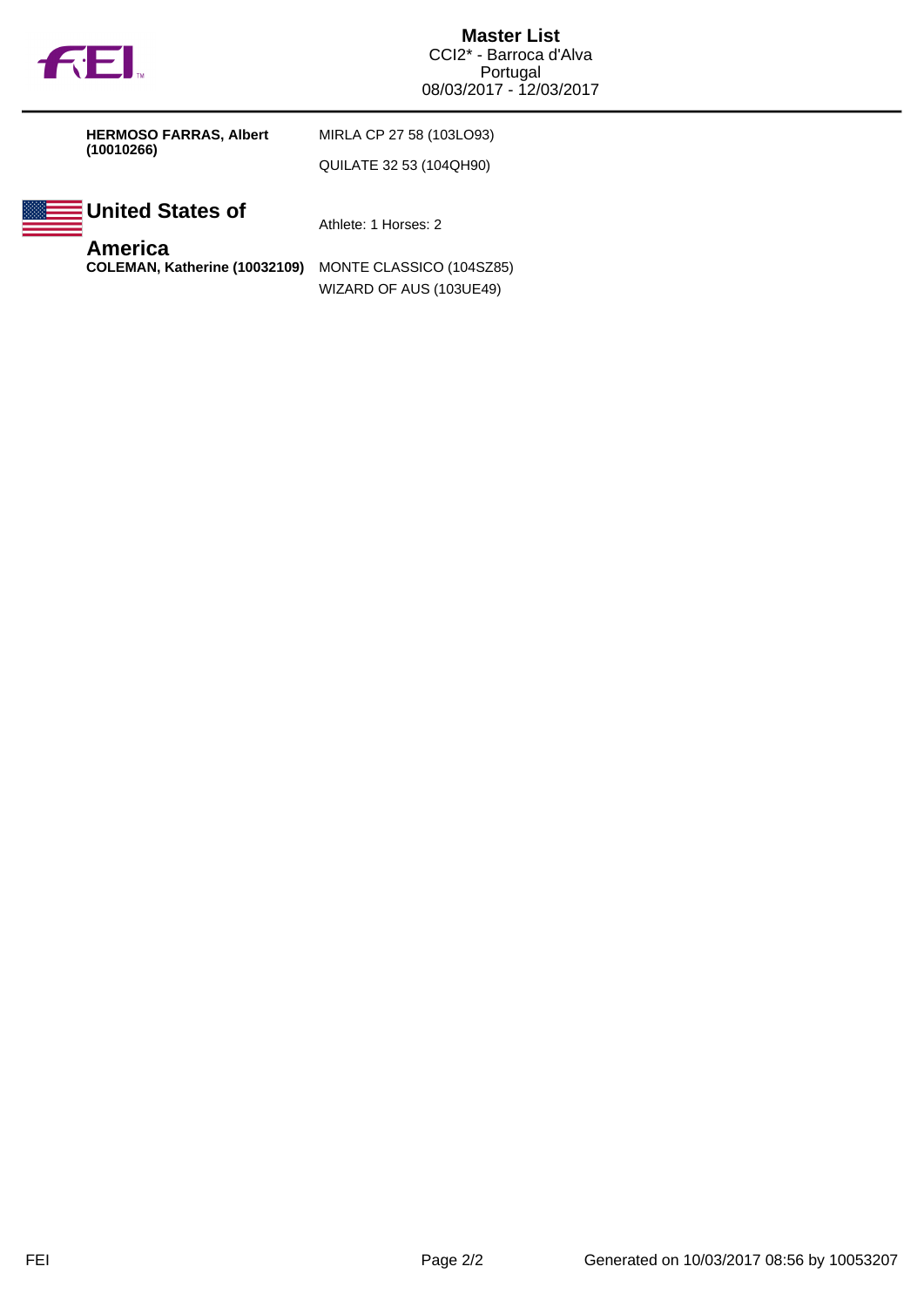**HERMOSO FARRAS, Albert (10010266)**

MIRLA CP 27 58 (103LO93)

QUILATE 32 53 (104QH90)

## United States of America

Athlete: 1 Horses: 2

**COLEMAN, Katherine (10032109)**

MONTE CLASSICO (104SZ85)

WIZARD OF AUS (103UE49)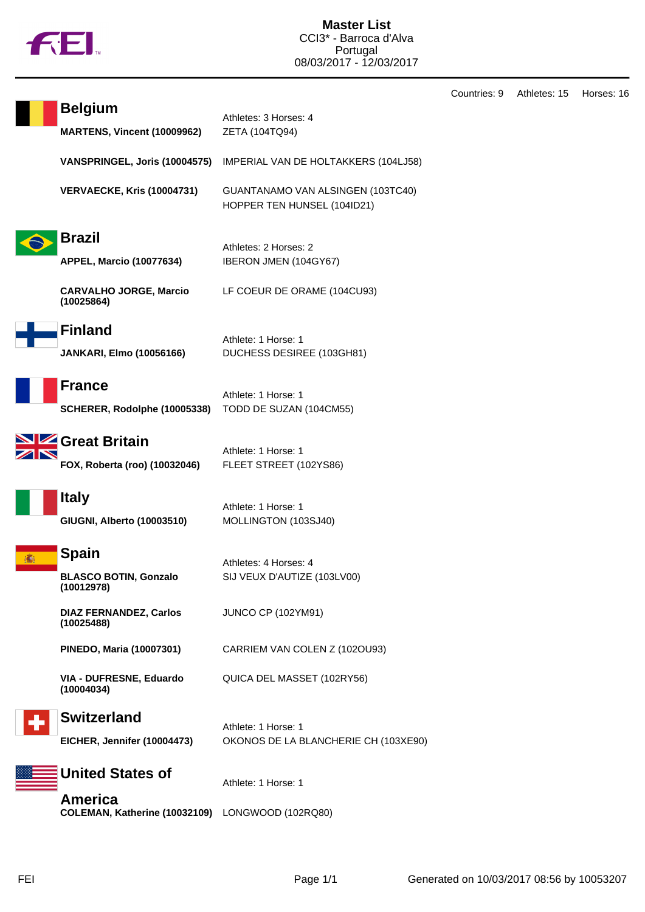# Master List

CCI3* - Barroca d'Alva
Portugal
08/03/2017 - 12/03/2017

Countries: 9 Athletes: 15 Horses: 16

## Belgium

Athletes: 3 Horses: 4

| Athlete | Horse |
|---|---|
| **MARTENS, Vincent (10009962)** | ZETA (104TQ94) |
| **VANSPRINGEL, Joris (10004575)** | IMPERIAL VAN DE HOLTAKKERS (104LJ58) |
| **VERVAECKE, Kris (10004731)** | GUANTANAMO VAN ALSINGEN (103TC40) |
| | HOPPER TEN HUNSEL (104ID21) |

## Brazil

Athletes: 2 Horses: 2

| Athlete | Horse |
|---|---|
| **APPEL, Marcio (10077634)** | IBERON JMEN (104GY67) |
| **CARVALHO JORGE, Marcio (10025864)** | LF COEUR DE ORAME (104CU93) |

## Finland

Athlete: 1 Horse: 1

| Athlete | Horse |
|---|---|
| **JANKARI, Elmo (10056166)** | DUCHESS DESIREE (103GH81) |

## France

Athlete: 1 Horse: 1

| Athlete | Horse |
|---|---|
| **SCHERER, Rodolphe (10005338)** | TODD DE SUZAN (104CM55) |

## Great Britain

Athlete: 1 Horse: 1

| Athlete | Horse |
|---|---|
| **FOX, Roberta (roo) (10032046)** | FLEET STREET (102YS86) |

## Italy

Athlete: 1 Horse: 1

| Athlete | Horse |
|---|---|
| **GIUGNI, Alberto (10003510)** | MOLLINGTON (103SJ40) |

## Spain

Athletes: 4 Horses: 4

| Athlete | Horse |
|---|---|
| **BLASCO BOTIN, Gonzalo (10012978)** | SIJ VEUX D'AUTIZE (103LV00) |
| **DIAZ FERNANDEZ, Carlos (10025488)** | JUNCO CP (102YM91) |
| **PINEDO, Maria (10007301)** | CARRIEM VAN COLEN Z (102OU93) |
| **VIA - DUFRESNE, Eduardo (10004034)** | QUICA DEL MASSET (102RY56) |

## Switzerland

Athlete: 1 Horse: 1

| Athlete | Horse |
|---|---|
| **EICHER, Jennifer (10004473)** | OKONOS DE LA BLANCHERIE CH (103XE90) |

## United States of America

Athlete: 1 Horse: 1

| Athlete | Horse |
|---|---|
| **COLEMAN, Katherine (10032109)** | LONGWOOD (102RQ80) |

Generated on 10/03/2017 08:56 by 10053207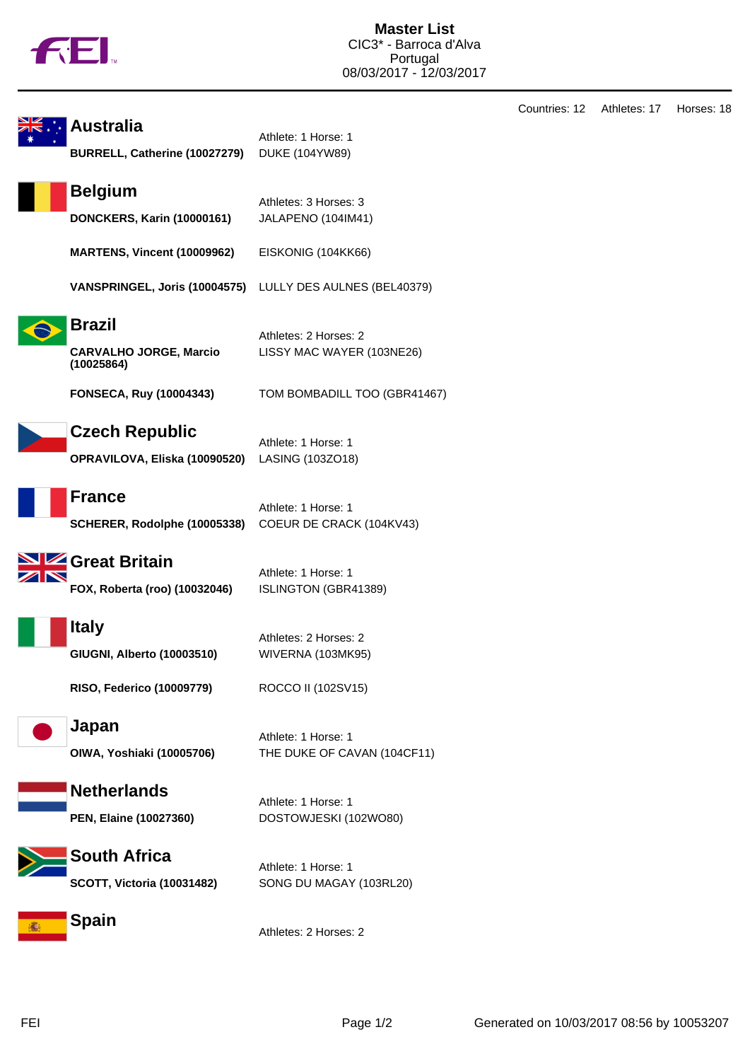# Master List

CIC3* - Barroca d'Alva
Portugal
08/03/2017 - 12/03/2017

Countries: 12 Athletes: 17 Horses: 18

## Australia

Athlete: 1 Horse: 1

| Athlete | Horse |
|---|---|
| **BURRELL, Catherine (10027279)** | DUKE (104YW89) |

## Belgium

Athletes: 3 Horses: 3

| Athlete | Horse |
|---|---|
| **DONCKERS, Karin (10000161)** | JALAPENO (104IM41) |
| **MARTENS, Vincent (10009962)** | EISKONIG (104KK66) |
| **VANSPRINGEL, Joris (10004575)** | LULLY DES AULNES (BEL40379) |

## Brazil

Athletes: 2 Horses: 2

| Athlete | Horse |
|---|---|
| **CARVALHO JORGE, Marcio (10025864)** | LISSY MAC WAYER (103NE26) |
| **FONSECA, Ruy (10004343)** | TOM BOMBADILL TOO (GBR41467) |

## Czech Republic

Athlete: 1 Horse: 1

| Athlete | Horse |
|---|---|
| **OPRAVILOVA, Eliska (10090520)** | LASING (103ZO18) |

## France

Athlete: 1 Horse: 1

| Athlete | Horse |
|---|---|
| **SCHERER, Rodolphe (10005338)** | COEUR DE CRACK (104KV43) |

## Great Britain

Athlete: 1 Horse: 1

| Athlete | Horse |
|---|---|
| **FOX, Roberta (roo) (10032046)** | ISLINGTON (GBR41389) |

## Italy

Athletes: 2 Horses: 2

| Athlete | Horse |
|---|---|
| **GIUGNI, Alberto (10003510)** | WIVERNA (103MK95) |
| **RISO, Federico (10009779)** | ROCCO II (102SV15) |

## Japan

Athlete: 1 Horse: 1

| Athlete | Horse |
|---|---|
| **OIWA, Yoshiaki (10005706)** | THE DUKE OF CAVAN (104CF11) |

## Netherlands

Athlete: 1 Horse: 1

| Athlete | Horse |
|---|---|
| **PEN, Elaine (10027360)** | DOSTOWJESKI (102WO80) |

## South Africa

Athlete: 1 Horse: 1

| Athlete | Horse |
|---|---|
| **SCOTT, Victoria (10031482)** | SONG DU MAGAY (103RL20) |

## Spain

Athletes: 2 Horses: 2

Generated on 10/03/2017 08:56 by 10053207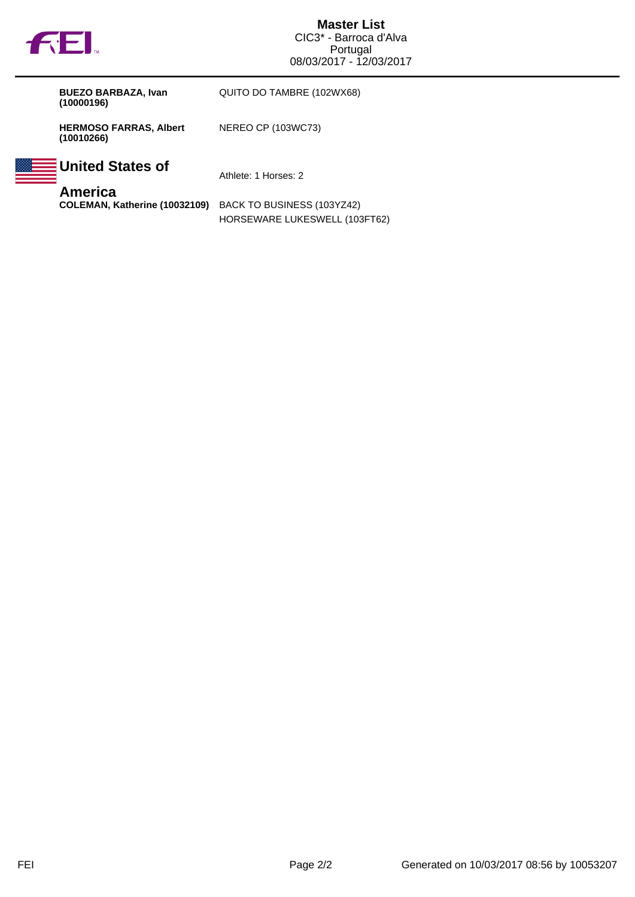**BUEZO BARBAZA, Ivan (10000196)** QUITO DO TAMBRE (102WX68)

**HERMOSO FARRAS, Albert (10010266)** NEREO CP (103WC73)

## United States of America

Athlete: 1 Horses: 2

**COLEMAN, Katherine (10032109)** BACK TO BUSINESS (103YZ42)
HORSEWARE LUKESWELL (103FT62)

FEI

Generated on 10/03/2017 08:56 by 10053207